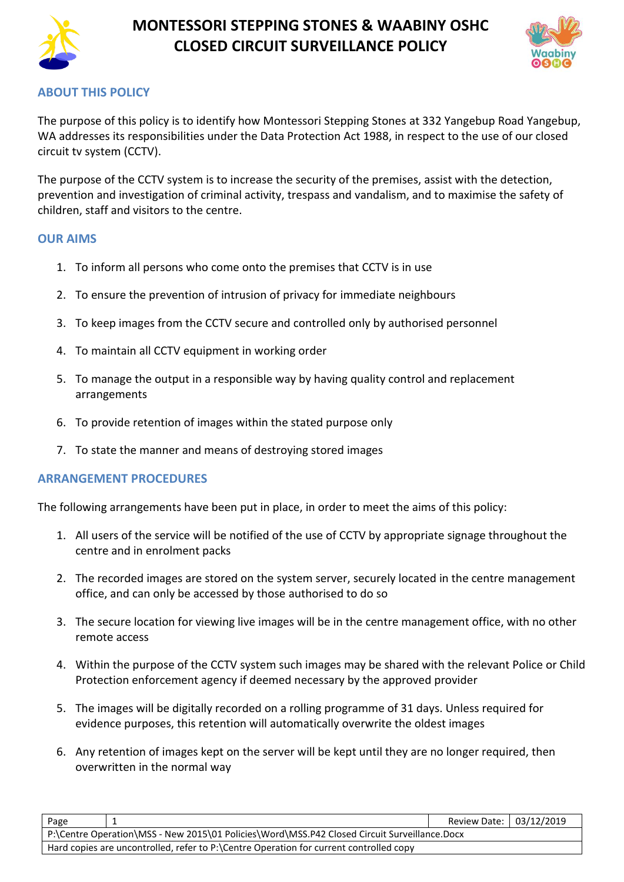# MONTESSORI STEPPING STONES & WAABINY OSHC CLOSED CIRCUIT SURVEILLANCE POLICY

## ABOUT THIS POLICY

The purpose of this policy is to identify how Montessori Stepping Stones at 332 Yangebup Road Yangebup, WA addresses its responsibilities under the Data Protection Act 1988, in respect to the use of our closed circuit tv system (CCTV).

The purpose of the CCTV system is to increase the security of the premises, assist with the detection, prevention and investigation of criminal activity, trespass and vandalism, and to maximise the safety of children, staff and visitors to the centre.

## OUR AIMS

1. To inform all persons who come onto the premises that CCTV is in use
2. To ensure the prevention of intrusion of privacy for immediate neighbours
3. To keep images from the CCTV secure and controlled only by authorised personnel
4. To maintain all CCTV equipment in working order
5. To manage the output in a responsible way by having quality control and replacement arrangements
6. To provide retention of images within the stated purpose only
7. To state the manner and means of destroying stored images

## ARRANGEMENT PROCEDURES

The following arrangements have been put in place, in order to meet the aims of this policy:

1. All users of the service will be notified of the use of CCTV by appropriate signage throughout the centre and in enrolment packs
2. The recorded images are stored on the system server, securely located in the centre management office, and can only be accessed by those authorised to do so
3. The secure location for viewing live images will be in the centre management office, with no other remote access
4. Within the purpose of the CCTV system such images may be shared with the relevant Police or Child Protection enforcement agency if deemed necessary by the approved provider
5. The images will be digitally recorded on a rolling programme of 31 days. Unless required for evidence purposes, this retention will automatically overwrite the oldest images
6. Any retention of images kept on the server will be kept until they are no longer required, then overwritten in the normal way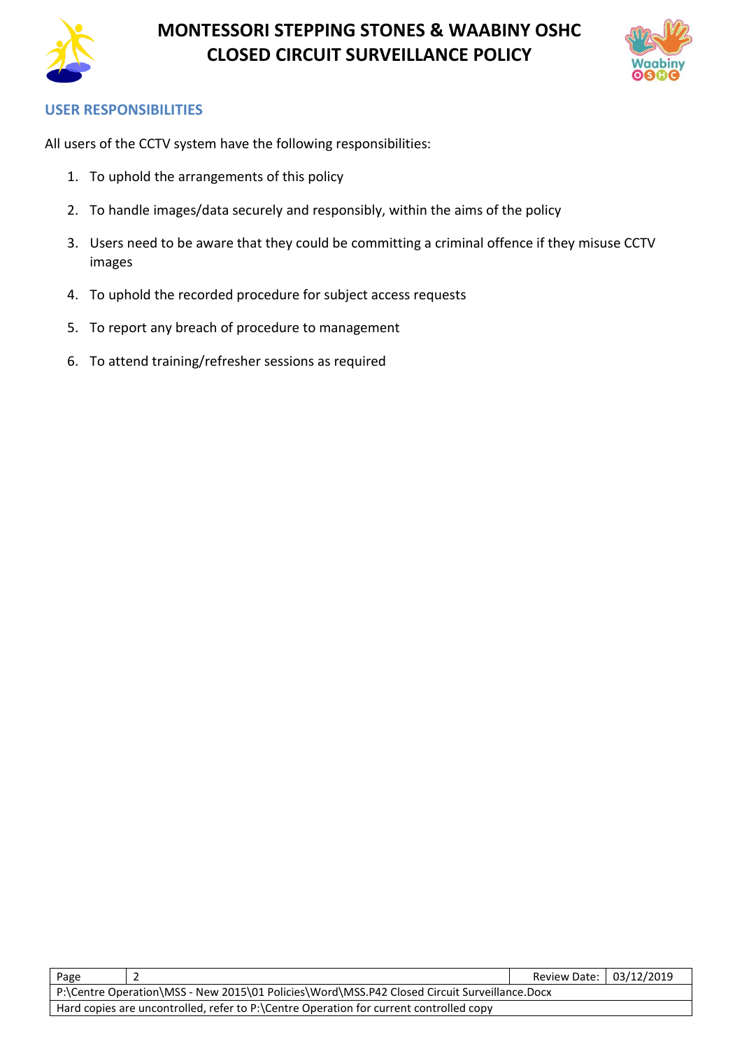## USER RESPONSIBILITIES

All users of the CCTV system have the following responsibilities:

1. To uphold the arrangements of this policy
2. To handle images/data securely and responsibly, within the aims of the policy
3. Users need to be aware that they could be committing a criminal offence if they misuse CCTV images
4. To uphold the recorded procedure for subject access requests
5. To report any breach of procedure to management
6. To attend training/refresher sessions as required